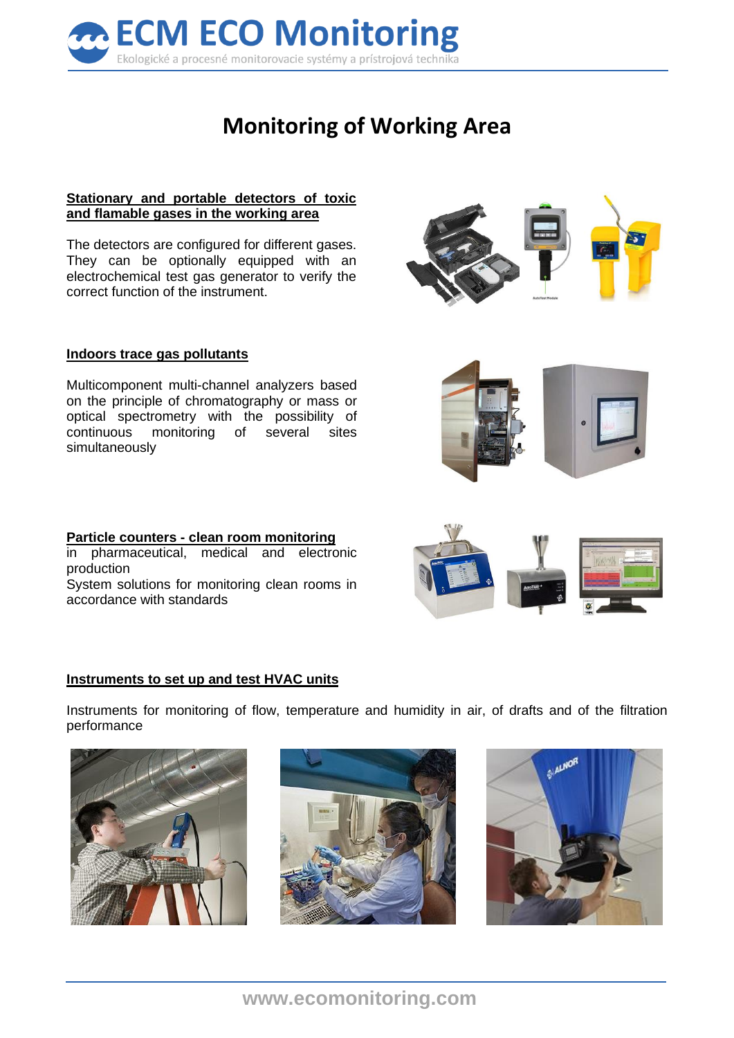# ECM ECO Monitoring

Ekologické a procesné monitorovacie systémy a prístrojová technika

## Monitoring of Working Area

**Stationary and portable detectors of toxic and flamable gases in the working area**

The detectors are configured for different gases. They can be optionally equipped with an electrochemical test gas generator to verify the correct function of the instrument.

**Indoors trace gas pollutants**

Multicomponent multi-channel analyzers based on the principle of chromatography or mass or optical spectrometry with the possibility of continuous monitoring of several sites simultaneously

**Particle counters - clean room monitoring**

in pharmaceutical, medical and electronic production

System solutions for monitoring clean rooms in accordance with standards

**Instruments to set up and test HVAC units**

Instruments for monitoring of flow, temperature and humidity in air, of drafts and of the filtration performance

www.ecomonitoring.com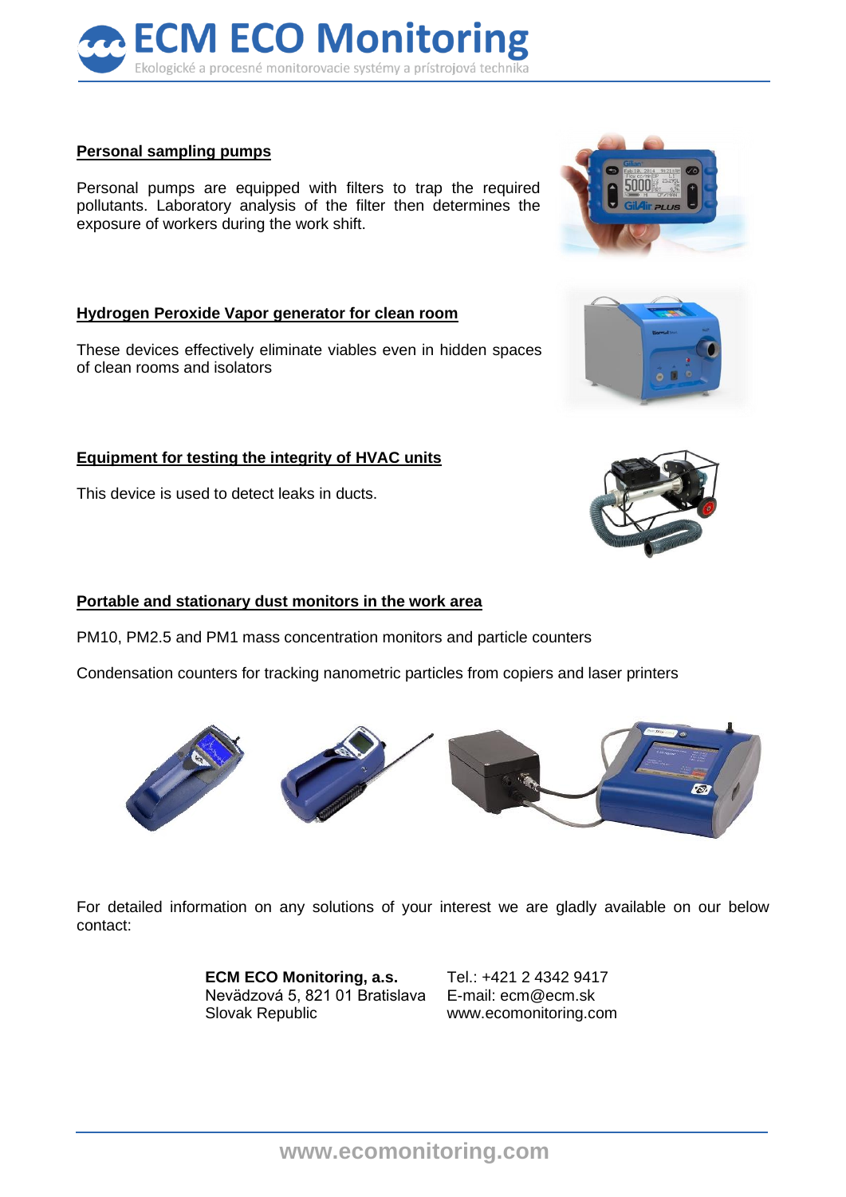## Personal sampling pumps

Personal pumps are equipped with filters to trap the required pollutants. Laboratory analysis of the filter then determines the exposure of workers during the work shift.

## Hydrogen Peroxide Vapor generator for clean room

These devices effectively eliminate viables even in hidden spaces of clean rooms and isolators

## Equipment for testing the integrity of HVAC units

This device is used to detect leaks in ducts.

## Portable and stationary dust monitors in the work area

PM10, PM2.5 and PM1 mass concentration monitors and particle counters

Condensation counters for tracking nanometric particles from copiers and laser printers

For detailed information on any solutions of your interest we are gladly available on our below contact:

**ECM ECO Monitoring, a.s.**
Nevädzová 5, 821 01 Bratislava
Slovak Republic

Tel.: +421 2 4342 9417
E-mail: ecm@ecm.sk
www.ecomonitoring.com